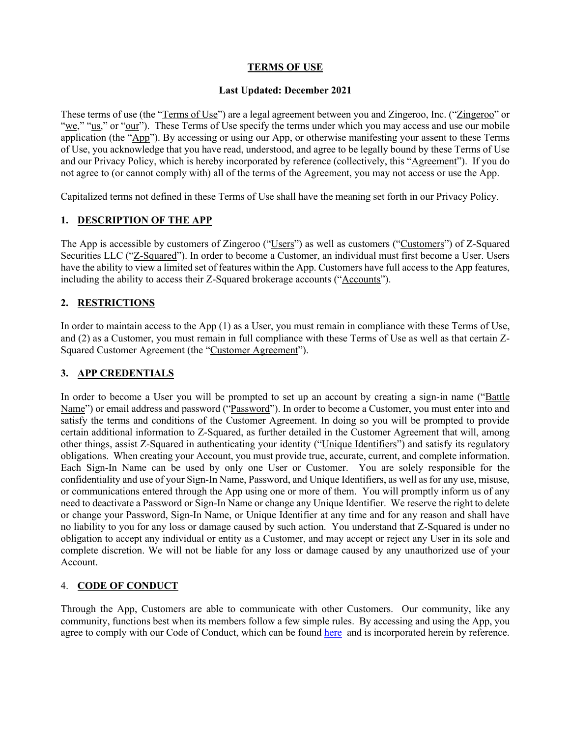# TERMS OF USE

**Last Updated: December 2021**

These terms of use (the "Terms of Use") are a legal agreement between you and Zingeroo, Inc. ("Zingeroo" or "we," "us," or "our"). These Terms of Use specify the terms under which you may access and use our mobile application (the "App"). By accessing or using our App, or otherwise manifesting your assent to these Terms of Use, you acknowledge that you have read, understood, and agree to be legally bound by these Terms of Use and our Privacy Policy, which is hereby incorporated by reference (collectively, this "Agreement"). If you do not agree to (or cannot comply with) all of the terms of the Agreement, you may not access or use the App.

Capitalized terms not defined in these Terms of Use shall have the meaning set forth in our Privacy Policy.

## 1. DESCRIPTION OF THE APP

The App is accessible by customers of Zingeroo ("Users") as well as customers ("Customers") of Z-Squared Securities LLC ("Z-Squared"). In order to become a Customer, an individual must first become a User. Users have the ability to view a limited set of features within the App. Customers have full access to the App features, including the ability to access their Z-Squared brokerage accounts ("Accounts").

## 2. RESTRICTIONS

In order to maintain access to the App (1) as a User, you must remain in compliance with these Terms of Use, and (2) as a Customer, you must remain in full compliance with these Terms of Use as well as that certain Z-Squared Customer Agreement (the "Customer Agreement").

## 3. APP CREDENTIALS

In order to become a User you will be prompted to set up an account by creating a sign-in name ("Battle Name") or email address and password ("Password"). In order to become a Customer, you must enter into and satisfy the terms and conditions of the Customer Agreement. In doing so you will be prompted to provide certain additional information to Z-Squared, as further detailed in the Customer Agreement that will, among other things, assist Z-Squared in authenticating your identity ("Unique Identifiers") and satisfy its regulatory obligations. When creating your Account, you must provide true, accurate, current, and complete information. Each Sign-In Name can be used by only one User or Customer. You are solely responsible for the confidentiality and use of your Sign-In Name, Password, and Unique Identifiers, as well as for any use, misuse, or communications entered through the App using one or more of them. You will promptly inform us of any need to deactivate a Password or Sign-In Name or change any Unique Identifier. We reserve the right to delete or change your Password, Sign-In Name, or Unique Identifier at any time and for any reason and shall have no liability to you for any loss or damage caused by such action. You understand that Z-Squared is under no obligation to accept any individual or entity as a Customer, and may accept or reject any User in its sole and complete discretion. We will not be liable for any loss or damage caused by any unauthorized use of your Account.

## 4. CODE OF CONDUCT

Through the App, Customers are able to communicate with other Customers. Our community, like any community, functions best when its members follow a few simple rules. By accessing and using the App, you agree to comply with our Code of Conduct, which can be found here and is incorporated herein by reference.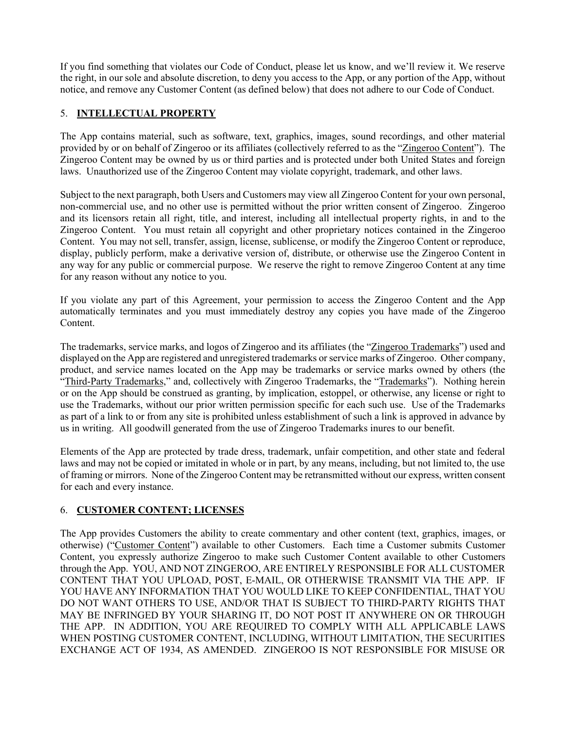If you find something that violates our Code of Conduct, please let us know, and we'll review it. We reserve the right, in our sole and absolute discretion, to deny you access to the App, or any portion of the App, without notice, and remove any Customer Content (as defined below) that does not adhere to our Code of Conduct.

## 5. **INTELLECTUAL PROPERTY**

The App contains material, such as software, text, graphics, images, sound recordings, and other material provided by or on behalf of Zingeroo or its affiliates (collectively referred to as the "Zingeroo Content"). The Zingeroo Content may be owned by us or third parties and is protected under both United States and foreign laws. Unauthorized use of the Zingeroo Content may violate copyright, trademark, and other laws.

Subject to the next paragraph, both Users and Customers may view all Zingeroo Content for your own personal, non-commercial use, and no other use is permitted without the prior written consent of Zingeroo. Zingeroo and its licensors retain all right, title, and interest, including all intellectual property rights, in and to the Zingeroo Content. You must retain all copyright and other proprietary notices contained in the Zingeroo Content. You may not sell, transfer, assign, license, sublicense, or modify the Zingeroo Content or reproduce, display, publicly perform, make a derivative version of, distribute, or otherwise use the Zingeroo Content in any way for any public or commercial purpose. We reserve the right to remove Zingeroo Content at any time for any reason without any notice to you.

If you violate any part of this Agreement, your permission to access the Zingeroo Content and the App automatically terminates and you must immediately destroy any copies you have made of the Zingeroo Content.

The trademarks, service marks, and logos of Zingeroo and its affiliates (the "Zingeroo Trademarks") used and displayed on the App are registered and unregistered trademarks or service marks of Zingeroo. Other company, product, and service names located on the App may be trademarks or service marks owned by others (the "Third-Party Trademarks," and, collectively with Zingeroo Trademarks, the "Trademarks"). Nothing herein or on the App should be construed as granting, by implication, estoppel, or otherwise, any license or right to use the Trademarks, without our prior written permission specific for each such use. Use of the Trademarks as part of a link to or from any site is prohibited unless establishment of such a link is approved in advance by us in writing. All goodwill generated from the use of Zingeroo Trademarks inures to our benefit.

Elements of the App are protected by trade dress, trademark, unfair competition, and other state and federal laws and may not be copied or imitated in whole or in part, by any means, including, but not limited to, the use of framing or mirrors. None of the Zingeroo Content may be retransmitted without our express, written consent for each and every instance.

## 6. **CUSTOMER CONTENT; LICENSES**

The App provides Customers the ability to create commentary and other content (text, graphics, images, or otherwise) ("Customer Content") available to other Customers. Each time a Customer submits Customer Content, you expressly authorize Zingeroo to make such Customer Content available to other Customers through the App. YOU, AND NOT ZINGEROO, ARE ENTIRELY RESPONSIBLE FOR ALL CUSTOMER CONTENT THAT YOU UPLOAD, POST, E-MAIL, OR OTHERWISE TRANSMIT VIA THE APP. IF YOU HAVE ANY INFORMATION THAT YOU WOULD LIKE TO KEEP CONFIDENTIAL, THAT YOU DO NOT WANT OTHERS TO USE, AND/OR THAT IS SUBJECT TO THIRD-PARTY RIGHTS THAT MAY BE INFRINGED BY YOUR SHARING IT, DO NOT POST IT ANYWHERE ON OR THROUGH THE APP. IN ADDITION, YOU ARE REQUIRED TO COMPLY WITH ALL APPLICABLE LAWS WHEN POSTING CUSTOMER CONTENT, INCLUDING, WITHOUT LIMITATION, THE SECURITIES EXCHANGE ACT OF 1934, AS AMENDED. ZINGEROO IS NOT RESPONSIBLE FOR MISUSE OR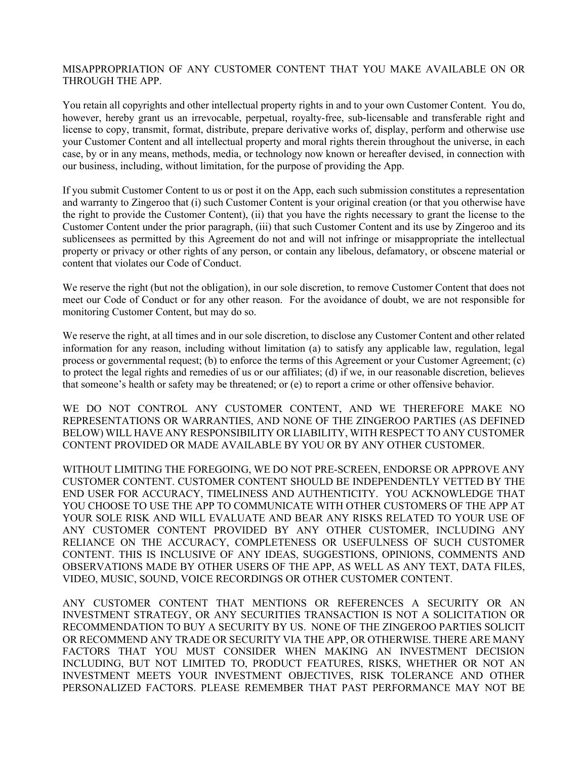MISAPPROPRIATION OF ANY CUSTOMER CONTENT THAT YOU MAKE AVAILABLE ON OR THROUGH THE APP.

You retain all copyrights and other intellectual property rights in and to your own Customer Content. You do, however, hereby grant us an irrevocable, perpetual, royalty-free, sub-licensable and transferable right and license to copy, transmit, format, distribute, prepare derivative works of, display, perform and otherwise use your Customer Content and all intellectual property and moral rights therein throughout the universe, in each case, by or in any means, methods, media, or technology now known or hereafter devised, in connection with our business, including, without limitation, for the purpose of providing the App.

If you submit Customer Content to us or post it on the App, each such submission constitutes a representation and warranty to Zingeroo that (i) such Customer Content is your original creation (or that you otherwise have the right to provide the Customer Content), (ii) that you have the rights necessary to grant the license to the Customer Content under the prior paragraph, (iii) that such Customer Content and its use by Zingeroo and its sublicensees as permitted by this Agreement do not and will not infringe or misappropriate the intellectual property or privacy or other rights of any person, or contain any libelous, defamatory, or obscene material or content that violates our Code of Conduct.

We reserve the right (but not the obligation), in our sole discretion, to remove Customer Content that does not meet our Code of Conduct or for any other reason. For the avoidance of doubt, we are not responsible for monitoring Customer Content, but may do so.

We reserve the right, at all times and in our sole discretion, to disclose any Customer Content and other related information for any reason, including without limitation (a) to satisfy any applicable law, regulation, legal process or governmental request; (b) to enforce the terms of this Agreement or your Customer Agreement; (c) to protect the legal rights and remedies of us or our affiliates; (d) if we, in our reasonable discretion, believes that someone's health or safety may be threatened; or (e) to report a crime or other offensive behavior.

WE DO NOT CONTROL ANY CUSTOMER CONTENT, AND WE THEREFORE MAKE NO REPRESENTATIONS OR WARRANTIES, AND NONE OF THE ZINGEROO PARTIES (AS DEFINED BELOW) WILL HAVE ANY RESPONSIBILITY OR LIABILITY, WITH RESPECT TO ANY CUSTOMER CONTENT PROVIDED OR MADE AVAILABLE BY YOU OR BY ANY OTHER CUSTOMER.

WITHOUT LIMITING THE FOREGOING, WE DO NOT PRE-SCREEN, ENDORSE OR APPROVE ANY CUSTOMER CONTENT. CUSTOMER CONTENT SHOULD BE INDEPENDENTLY VETTED BY THE END USER FOR ACCURACY, TIMELINESS AND AUTHENTICITY. YOU ACKNOWLEDGE THAT YOU CHOOSE TO USE THE APP TO COMMUNICATE WITH OTHER CUSTOMERS OF THE APP AT YOUR SOLE RISK AND WILL EVALUATE AND BEAR ANY RISKS RELATED TO YOUR USE OF ANY CUSTOMER CONTENT PROVIDED BY ANY OTHER CUSTOMER, INCLUDING ANY RELIANCE ON THE ACCURACY, COMPLETENESS OR USEFULNESS OF SUCH CUSTOMER CONTENT. THIS IS INCLUSIVE OF ANY IDEAS, SUGGESTIONS, OPINIONS, COMMENTS AND OBSERVATIONS MADE BY OTHER USERS OF THE APP, AS WELL AS ANY TEXT, DATA FILES, VIDEO, MUSIC, SOUND, VOICE RECORDINGS OR OTHER CUSTOMER CONTENT.

ANY CUSTOMER CONTENT THAT MENTIONS OR REFERENCES A SECURITY OR AN INVESTMENT STRATEGY, OR ANY SECURITIES TRANSACTION IS NOT A SOLICITATION OR RECOMMENDATION TO BUY A SECURITY BY US. NONE OF THE ZINGEROO PARTIES SOLICIT OR RECOMMEND ANY TRADE OR SECURITY VIA THE APP, OR OTHERWISE. THERE ARE MANY FACTORS THAT YOU MUST CONSIDER WHEN MAKING AN INVESTMENT DECISION INCLUDING, BUT NOT LIMITED TO, PRODUCT FEATURES, RISKS, WHETHER OR NOT AN INVESTMENT MEETS YOUR INVESTMENT OBJECTIVES, RISK TOLERANCE AND OTHER PERSONALIZED FACTORS. PLEASE REMEMBER THAT PAST PERFORMANCE MAY NOT BE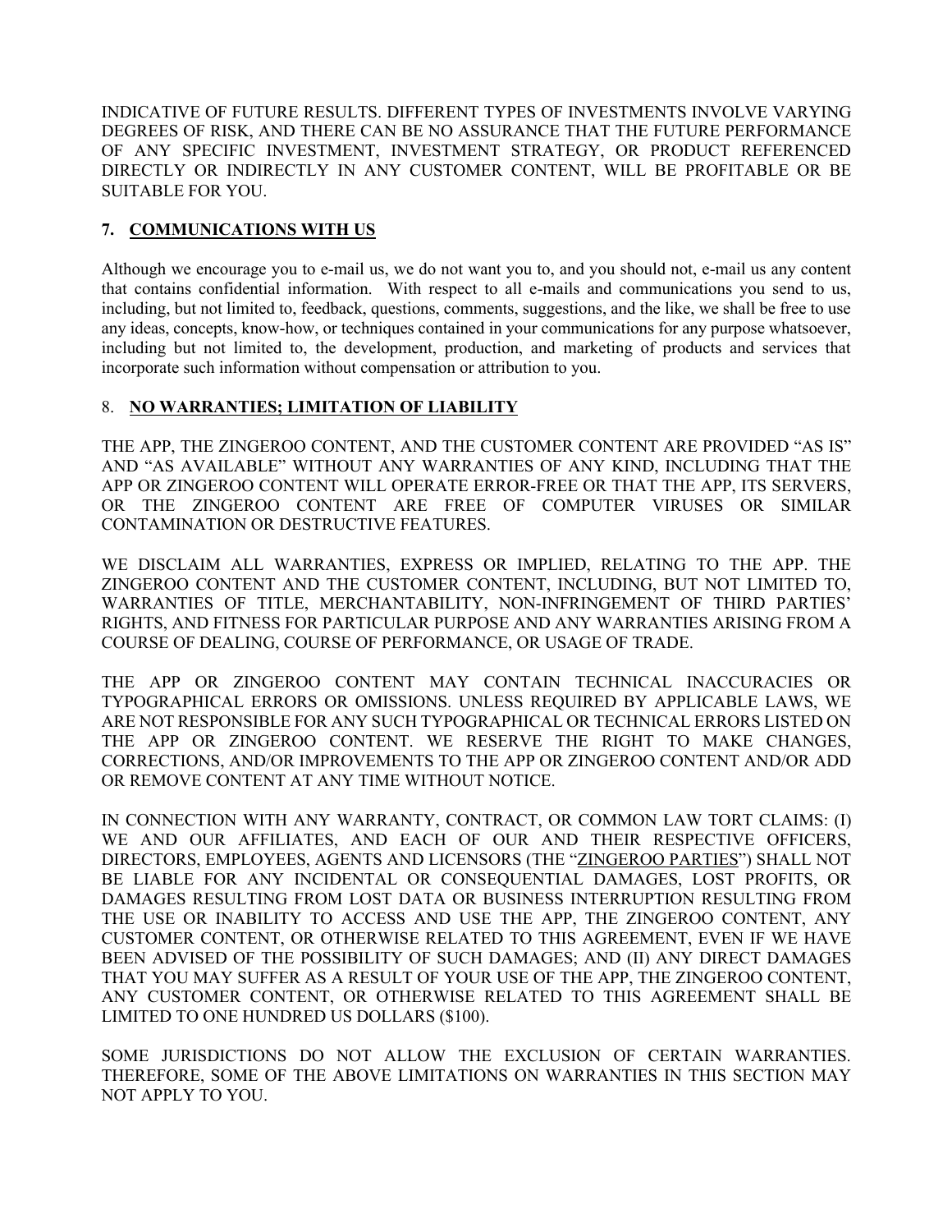INDICATIVE OF FUTURE RESULTS. DIFFERENT TYPES OF INVESTMENTS INVOLVE VARYING DEGREES OF RISK, AND THERE CAN BE NO ASSURANCE THAT THE FUTURE PERFORMANCE OF ANY SPECIFIC INVESTMENT, INVESTMENT STRATEGY, OR PRODUCT REFERENCED DIRECTLY OR INDIRECTLY IN ANY CUSTOMER CONTENT, WILL BE PROFITABLE OR BE SUITABLE FOR YOU.

## 7. <u>COMMUNICATIONS WITH US</u>

Although we encourage you to e-mail us, we do not want you to, and you should not, e-mail us any content that contains confidential information. With respect to all e-mails and communications you send to us, including, but not limited to, feedback, questions, comments, suggestions, and the like, we shall be free to use any ideas, concepts, know-how, or techniques contained in your communications for any purpose whatsoever, including but not limited to, the development, production, and marketing of products and services that incorporate such information without compensation or attribution to you.

## 8. <u>NO WARRANTIES; LIMITATION OF LIABILITY</u>

THE APP, THE ZINGEROO CONTENT, AND THE CUSTOMER CONTENT ARE PROVIDED "AS IS" AND "AS AVAILABLE" WITHOUT ANY WARRANTIES OF ANY KIND, INCLUDING THAT THE APP OR ZINGEROO CONTENT WILL OPERATE ERROR-FREE OR THAT THE APP, ITS SERVERS, OR THE ZINGEROO CONTENT ARE FREE OF COMPUTER VIRUSES OR SIMILAR CONTAMINATION OR DESTRUCTIVE FEATURES.

WE DISCLAIM ALL WARRANTIES, EXPRESS OR IMPLIED, RELATING TO THE APP. THE ZINGEROO CONTENT AND THE CUSTOMER CONTENT, INCLUDING, BUT NOT LIMITED TO, WARRANTIES OF TITLE, MERCHANTABILITY, NON-INFRINGEMENT OF THIRD PARTIES' RIGHTS, AND FITNESS FOR PARTICULAR PURPOSE AND ANY WARRANTIES ARISING FROM A COURSE OF DEALING, COURSE OF PERFORMANCE, OR USAGE OF TRADE.

THE APP OR ZINGEROO CONTENT MAY CONTAIN TECHNICAL INACCURACIES OR TYPOGRAPHICAL ERRORS OR OMISSIONS. UNLESS REQUIRED BY APPLICABLE LAWS, WE ARE NOT RESPONSIBLE FOR ANY SUCH TYPOGRAPHICAL OR TECHNICAL ERRORS LISTED ON THE APP OR ZINGEROO CONTENT. WE RESERVE THE RIGHT TO MAKE CHANGES, CORRECTIONS, AND/OR IMPROVEMENTS TO THE APP OR ZINGEROO CONTENT AND/OR ADD OR REMOVE CONTENT AT ANY TIME WITHOUT NOTICE.

IN CONNECTION WITH ANY WARRANTY, CONTRACT, OR COMMON LAW TORT CLAIMS: (I) WE AND OUR AFFILIATES, AND EACH OF OUR AND THEIR RESPECTIVE OFFICERS, DIRECTORS, EMPLOYEES, AGENTS AND LICENSORS (THE "<u>ZINGEROO PARTIES</u>") SHALL NOT BE LIABLE FOR ANY INCIDENTAL OR CONSEQUENTIAL DAMAGES, LOST PROFITS, OR DAMAGES RESULTING FROM LOST DATA OR BUSINESS INTERRUPTION RESULTING FROM THE USE OR INABILITY TO ACCESS AND USE THE APP, THE ZINGEROO CONTENT, ANY CUSTOMER CONTENT, OR OTHERWISE RELATED TO THIS AGREEMENT, EVEN IF WE HAVE BEEN ADVISED OF THE POSSIBILITY OF SUCH DAMAGES; AND (II) ANY DIRECT DAMAGES THAT YOU MAY SUFFER AS A RESULT OF YOUR USE OF THE APP, THE ZINGEROO CONTENT, ANY CUSTOMER CONTENT, OR OTHERWISE RELATED TO THIS AGREEMENT SHALL BE LIMITED TO ONE HUNDRED US DOLLARS ($100).

SOME JURISDICTIONS DO NOT ALLOW THE EXCLUSION OF CERTAIN WARRANTIES. THEREFORE, SOME OF THE ABOVE LIMITATIONS ON WARRANTIES IN THIS SECTION MAY NOT APPLY TO YOU.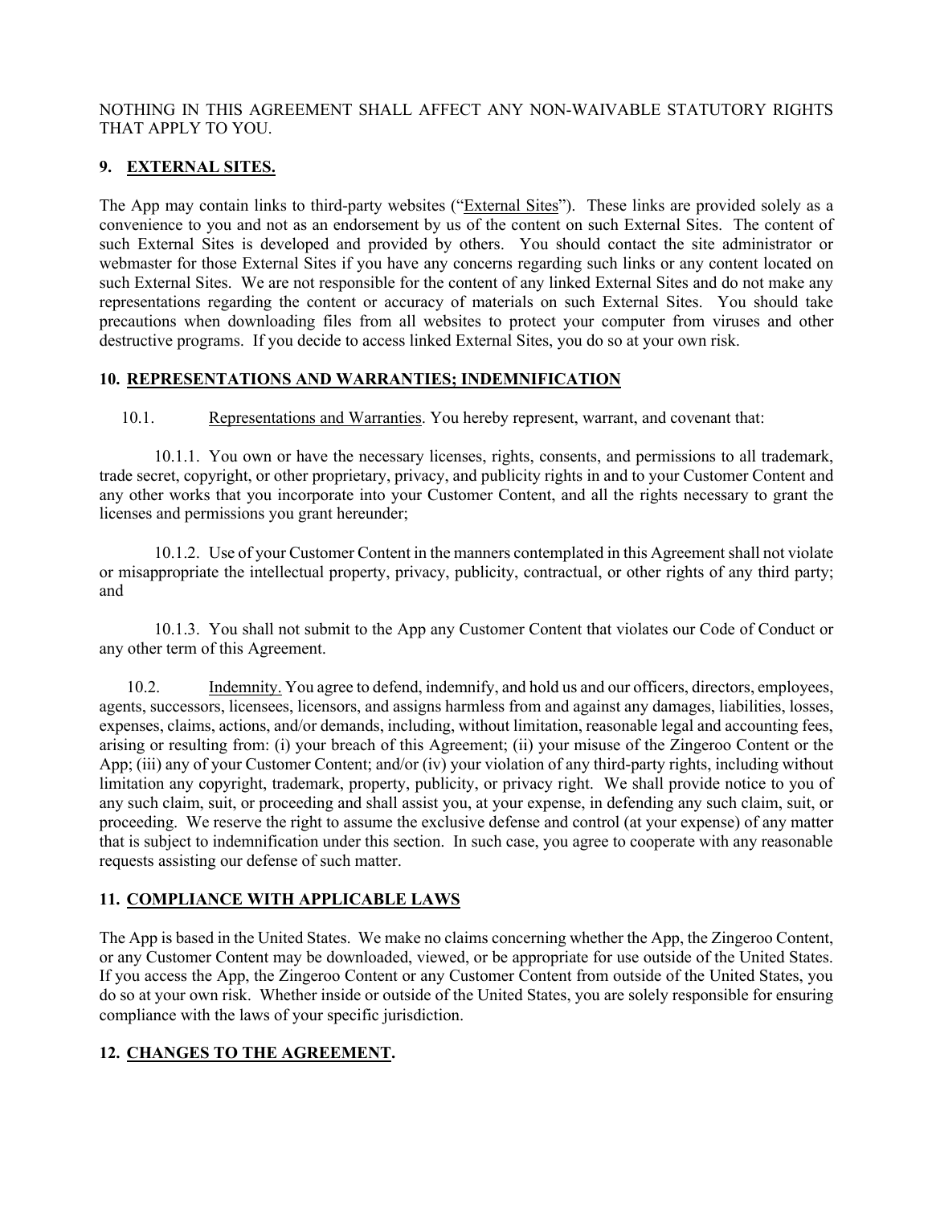NOTHING IN THIS AGREEMENT SHALL AFFECT ANY NON-WAIVABLE STATUTORY RIGHTS THAT APPLY TO YOU.

## 9. EXTERNAL SITES.

The App may contain links to third-party websites ("External Sites"). These links are provided solely as a convenience to you and not as an endorsement by us of the content on such External Sites. The content of such External Sites is developed and provided by others. You should contact the site administrator or webmaster for those External Sites if you have any concerns regarding such links or any content located on such External Sites. We are not responsible for the content of any linked External Sites and do not make any representations regarding the content or accuracy of materials on such External Sites. You should take precautions when downloading files from all websites to protect your computer from viruses and other destructive programs. If you decide to access linked External Sites, you do so at your own risk.

## 10. REPRESENTATIONS AND WARRANTIES; INDEMNIFICATION

10.1. Representations and Warranties. You hereby represent, warrant, and covenant that:

10.1.1. You own or have the necessary licenses, rights, consents, and permissions to all trademark, trade secret, copyright, or other proprietary, privacy, and publicity rights in and to your Customer Content and any other works that you incorporate into your Customer Content, and all the rights necessary to grant the licenses and permissions you grant hereunder;

10.1.2. Use of your Customer Content in the manners contemplated in this Agreement shall not violate or misappropriate the intellectual property, privacy, publicity, contractual, or other rights of any third party; and

10.1.3. You shall not submit to the App any Customer Content that violates our Code of Conduct or any other term of this Agreement.

10.2. Indemnity. You agree to defend, indemnify, and hold us and our officers, directors, employees, agents, successors, licensees, licensors, and assigns harmless from and against any damages, liabilities, losses, expenses, claims, actions, and/or demands, including, without limitation, reasonable legal and accounting fees, arising or resulting from: (i) your breach of this Agreement; (ii) your misuse of the Zingeroo Content or the App; (iii) any of your Customer Content; and/or (iv) your violation of any third-party rights, including without limitation any copyright, trademark, property, publicity, or privacy right. We shall provide notice to you of any such claim, suit, or proceeding and shall assist you, at your expense, in defending any such claim, suit, or proceeding. We reserve the right to assume the exclusive defense and control (at your expense) of any matter that is subject to indemnification under this section. In such case, you agree to cooperate with any reasonable requests assisting our defense of such matter.

## 11. COMPLIANCE WITH APPLICABLE LAWS

The App is based in the United States. We make no claims concerning whether the App, the Zingeroo Content, or any Customer Content may be downloaded, viewed, or be appropriate for use outside of the United States. If you access the App, the Zingeroo Content or any Customer Content from outside of the United States, you do so at your own risk. Whether inside or outside of the United States, you are solely responsible for ensuring compliance with the laws of your specific jurisdiction.

## 12. CHANGES TO THE AGREEMENT.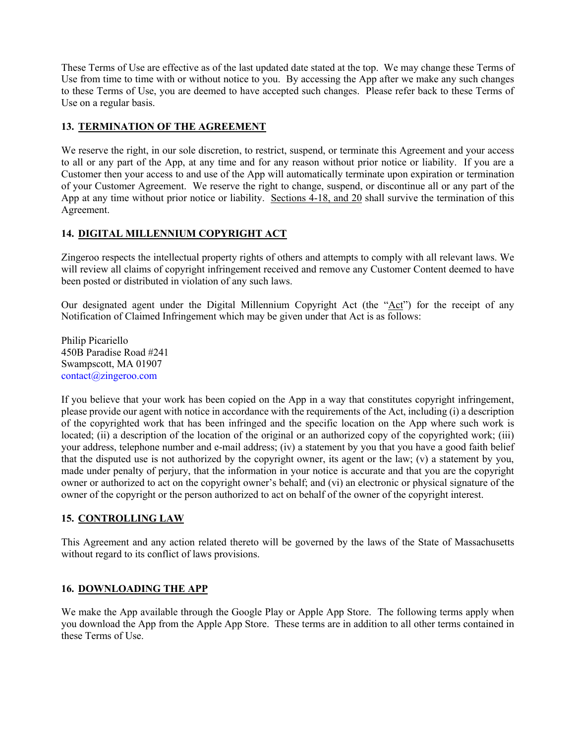These Terms of Use are effective as of the last updated date stated at the top. We may change these Terms of Use from time to time with or without notice to you. By accessing the App after we make any such changes to these Terms of Use, you are deemed to have accepted such changes. Please refer back to these Terms of Use on a regular basis.

## 13. TERMINATION OF THE AGREEMENT

We reserve the right, in our sole discretion, to restrict, suspend, or terminate this Agreement and your access to all or any part of the App, at any time and for any reason without prior notice or liability. If you are a Customer then your access to and use of the App will automatically terminate upon expiration or termination of your Customer Agreement. We reserve the right to change, suspend, or discontinue all or any part of the App at any time without prior notice or liability. Sections 4-18, and 20 shall survive the termination of this Agreement.

## 14. DIGITAL MILLENNIUM COPYRIGHT ACT

Zingeroo respects the intellectual property rights of others and attempts to comply with all relevant laws. We will review all claims of copyright infringement received and remove any Customer Content deemed to have been posted or distributed in violation of any such laws.

Our designated agent under the Digital Millennium Copyright Act (the "Act") for the receipt of any Notification of Claimed Infringement which may be given under that Act is as follows:

Philip Picariello
450B Paradise Road #241
Swampscott, MA 01907
contact@zingeroo.com

If you believe that your work has been copied on the App in a way that constitutes copyright infringement, please provide our agent with notice in accordance with the requirements of the Act, including (i) a description of the copyrighted work that has been infringed and the specific location on the App where such work is located; (ii) a description of the location of the original or an authorized copy of the copyrighted work; (iii) your address, telephone number and e-mail address; (iv) a statement by you that you have a good faith belief that the disputed use is not authorized by the copyright owner, its agent or the law; (v) a statement by you, made under penalty of perjury, that the information in your notice is accurate and that you are the copyright owner or authorized to act on the copyright owner's behalf; and (vi) an electronic or physical signature of the owner of the copyright or the person authorized to act on behalf of the owner of the copyright interest.

## 15. CONTROLLING LAW

This Agreement and any action related thereto will be governed by the laws of the State of Massachusetts without regard to its conflict of laws provisions.

## 16. DOWNLOADING THE APP

We make the App available through the Google Play or Apple App Store. The following terms apply when you download the App from the Apple App Store. These terms are in addition to all other terms contained in these Terms of Use.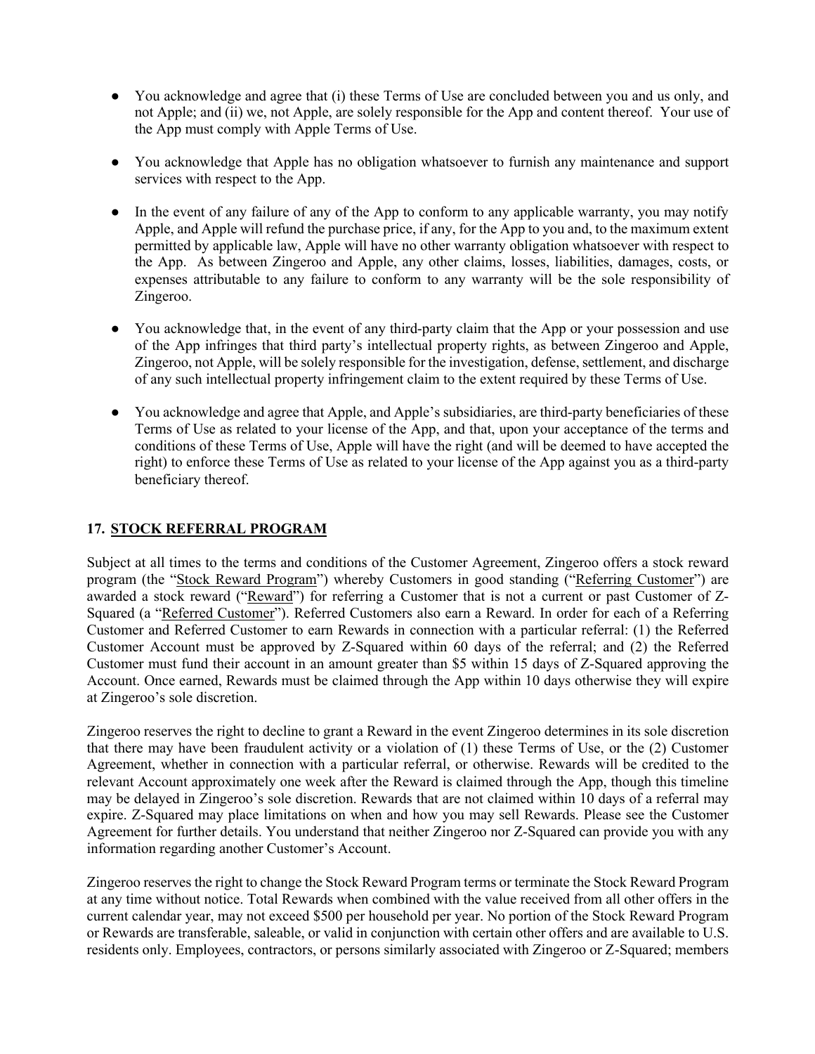- You acknowledge and agree that (i) these Terms of Use are concluded between you and us only, and not Apple; and (ii) we, not Apple, are solely responsible for the App and content thereof. Your use of the App must comply with Apple Terms of Use.

- You acknowledge that Apple has no obligation whatsoever to furnish any maintenance and support services with respect to the App.

- In the event of any failure of any of the App to conform to any applicable warranty, you may notify Apple, and Apple will refund the purchase price, if any, for the App to you and, to the maximum extent permitted by applicable law, Apple will have no other warranty obligation whatsoever with respect to the App. As between Zingeroo and Apple, any other claims, losses, liabilities, damages, costs, or expenses attributable to any failure to conform to any warranty will be the sole responsibility of Zingeroo.

- You acknowledge that, in the event of any third-party claim that the App or your possession and use of the App infringes that third party's intellectual property rights, as between Zingeroo and Apple, Zingeroo, not Apple, will be solely responsible for the investigation, defense, settlement, and discharge of any such intellectual property infringement claim to the extent required by these Terms of Use.

- You acknowledge and agree that Apple, and Apple's subsidiaries, are third-party beneficiaries of these Terms of Use as related to your license of the App, and that, upon your acceptance of the terms and conditions of these Terms of Use, Apple will have the right (and will be deemed to have accepted the right) to enforce these Terms of Use as related to your license of the App against you as a third-party beneficiary thereof.

## 17. STOCK REFERRAL PROGRAM

Subject at all times to the terms and conditions of the Customer Agreement, Zingeroo offers a stock reward program (the "Stock Reward Program") whereby Customers in good standing ("Referring Customer") are awarded a stock reward ("Reward") for referring a Customer that is not a current or past Customer of Z-Squared (a "Referred Customer"). Referred Customers also earn a Reward. In order for each of a Referring Customer and Referred Customer to earn Rewards in connection with a particular referral: (1) the Referred Customer Account must be approved by Z-Squared within 60 days of the referral; and (2) the Referred Customer must fund their account in an amount greater than $5 within 15 days of Z-Squared approving the Account. Once earned, Rewards must be claimed through the App within 10 days otherwise they will expire at Zingeroo's sole discretion.

Zingeroo reserves the right to decline to grant a Reward in the event Zingeroo determines in its sole discretion that there may have been fraudulent activity or a violation of (1) these Terms of Use, or the (2) Customer Agreement, whether in connection with a particular referral, or otherwise. Rewards will be credited to the relevant Account approximately one week after the Reward is claimed through the App, though this timeline may be delayed in Zingeroo's sole discretion. Rewards that are not claimed within 10 days of a referral may expire. Z-Squared may place limitations on when and how you may sell Rewards. Please see the Customer Agreement for further details. You understand that neither Zingeroo nor Z-Squared can provide you with any information regarding another Customer's Account.

Zingeroo reserves the right to change the Stock Reward Program terms or terminate the Stock Reward Program at any time without notice. Total Rewards when combined with the value received from all other offers in the current calendar year, may not exceed $500 per household per year. No portion of the Stock Reward Program or Rewards are transferable, saleable, or valid in conjunction with certain other offers and are available to U.S. residents only. Employees, contractors, or persons similarly associated with Zingeroo or Z-Squared; members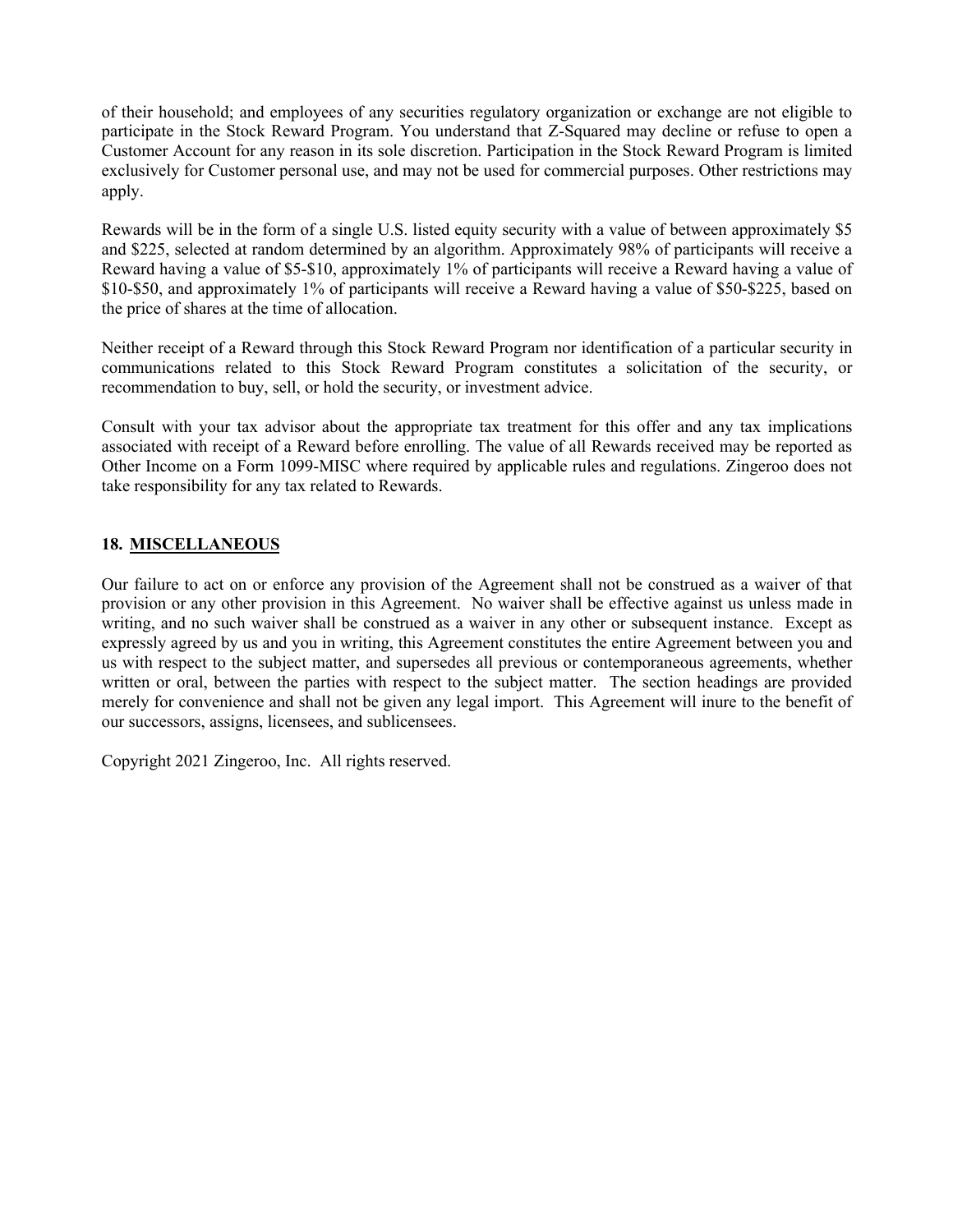of their household; and employees of any securities regulatory organization or exchange are not eligible to participate in the Stock Reward Program. You understand that Z-Squared may decline or refuse to open a Customer Account for any reason in its sole discretion. Participation in the Stock Reward Program is limited exclusively for Customer personal use, and may not be used for commercial purposes. Other restrictions may apply.

Rewards will be in the form of a single U.S. listed equity security with a value of between approximately $5 and $225, selected at random determined by an algorithm. Approximately 98% of participants will receive a Reward having a value of $5-$10, approximately 1% of participants will receive a Reward having a value of $10-$50, and approximately 1% of participants will receive a Reward having a value of $50-$225, based on the price of shares at the time of allocation.

Neither receipt of a Reward through this Stock Reward Program nor identification of a particular security in communications related to this Stock Reward Program constitutes a solicitation of the security, or recommendation to buy, sell, or hold the security, or investment advice.

Consult with your tax advisor about the appropriate tax treatment for this offer and any tax implications associated with receipt of a Reward before enrolling. The value of all Rewards received may be reported as Other Income on a Form 1099-MISC where required by applicable rules and regulations. Zingeroo does not take responsibility for any tax related to Rewards.

## 18. MISCELLANEOUS

Our failure to act on or enforce any provision of the Agreement shall not be construed as a waiver of that provision or any other provision in this Agreement. No waiver shall be effective against us unless made in writing, and no such waiver shall be construed as a waiver in any other or subsequent instance. Except as expressly agreed by us and you in writing, this Agreement constitutes the entire Agreement between you and us with respect to the subject matter, and supersedes all previous or contemporaneous agreements, whether written or oral, between the parties with respect to the subject matter. The section headings are provided merely for convenience and shall not be given any legal import. This Agreement will inure to the benefit of our successors, assigns, licensees, and sublicensees.

Copyright 2021 Zingeroo, Inc. All rights reserved.